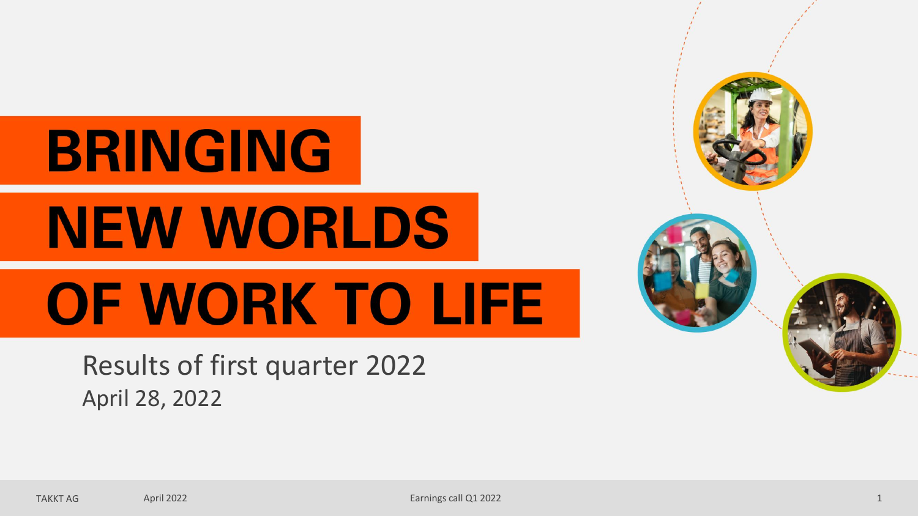# BRINGING NEW WORLDS OF WORK TO LIFE

Results of first quarter 2022

April 28, 2022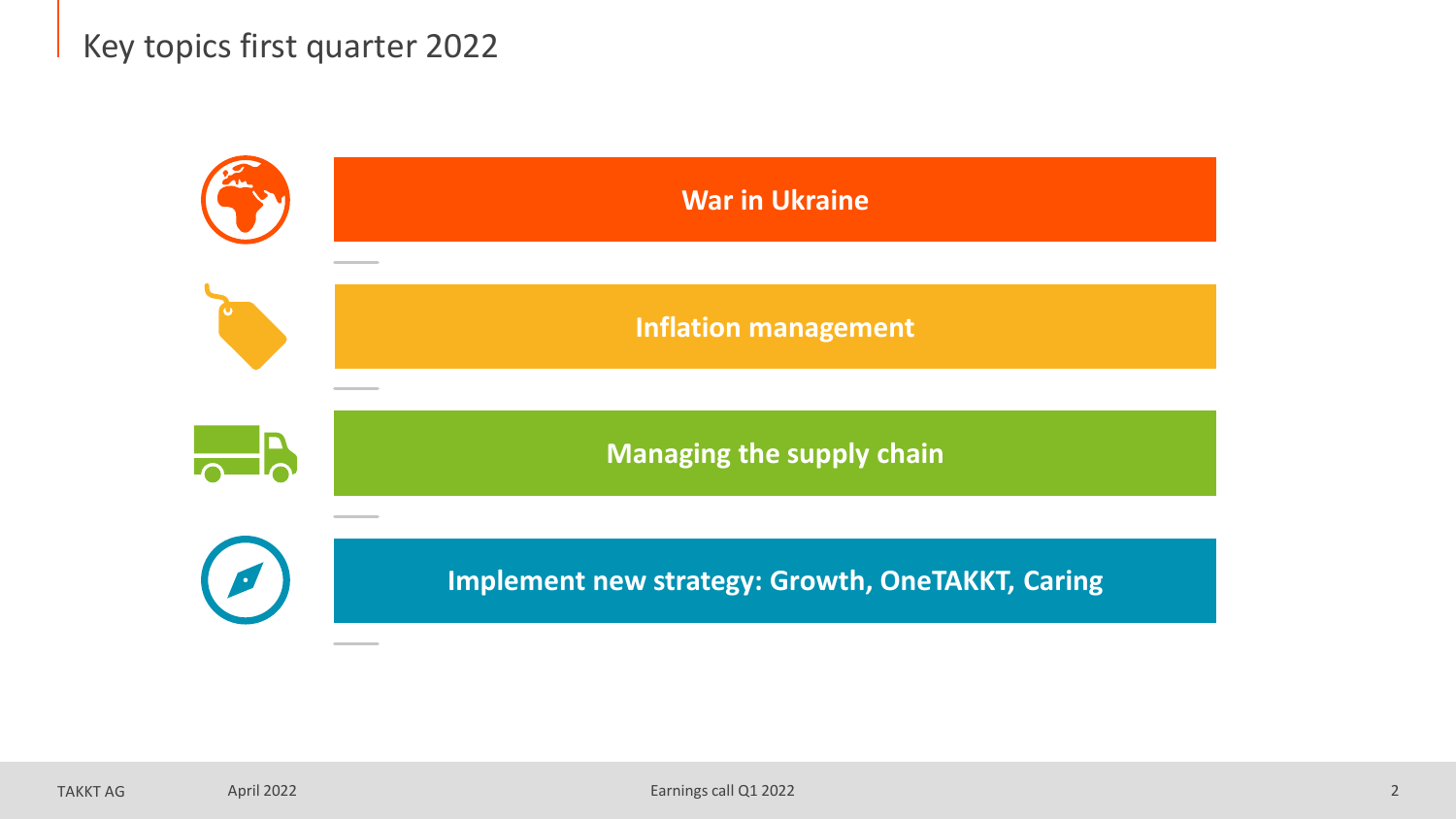# Key topics first quarter 2022

- **War in Ukraine**
- **Inflation management**
- **Managing the supply chain**
- **Implement new strategy: Growth, OneTAKKT, Caring**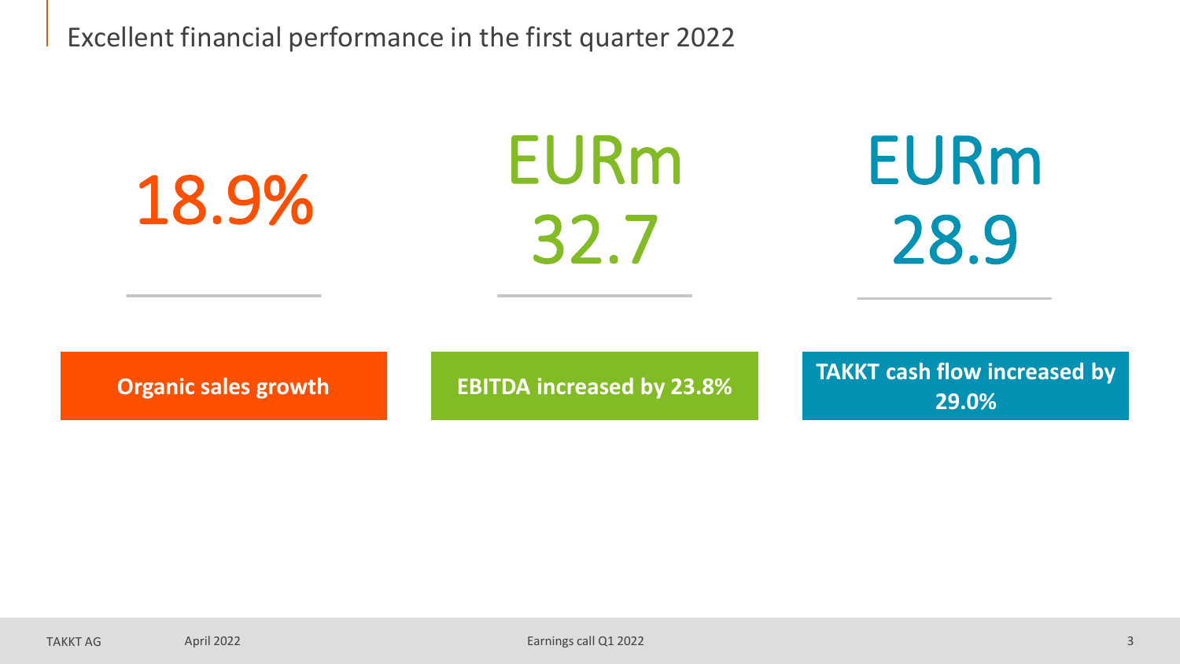# Excellent financial performance in the first quarter 2022

**18.9%**

**Organic sales growth**

**EURm 32.7**

**EBITDA increased by 23.8%**

**EURm 28.9**

**TAKKT cash flow increased by 29.0%**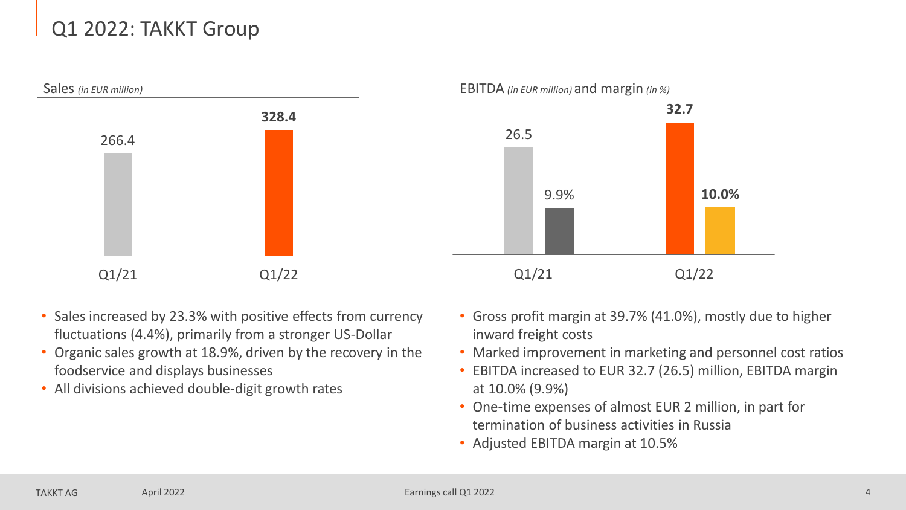# Q1 2022: TAKKT Group

Sales *(in EUR million)*

| | Q1/21 | Q1/22 |
|---|---|---|
| Sales | 266.4 | **328.4** |

- Sales increased by 23.3% with positive effects from currency fluctuations (4.4%), primarily from a stronger US-Dollar
- Organic sales growth at 18.9%, driven by the recovery in the foodservice and displays businesses
- All divisions achieved double-digit growth rates

EBITDA *(in EUR million)* and margin *(in %)*

| | Q1/21 | Q1/22 |
|---|---|---|
| EBITDA | 26.5 | **32.7** |
| Margin | 9.9% | **10.0%** |

- Gross profit margin at 39.7% (41.0%), mostly due to higher inward freight costs
- Marked improvement in marketing and personnel cost ratios
- EBITDA increased to EUR 32.7 (26.5) million, EBITDA margin at 10.0% (9.9%)
- One-time expenses of almost EUR 2 million, in part for termination of business activities in Russia
- Adjusted EBITDA margin at 10.5%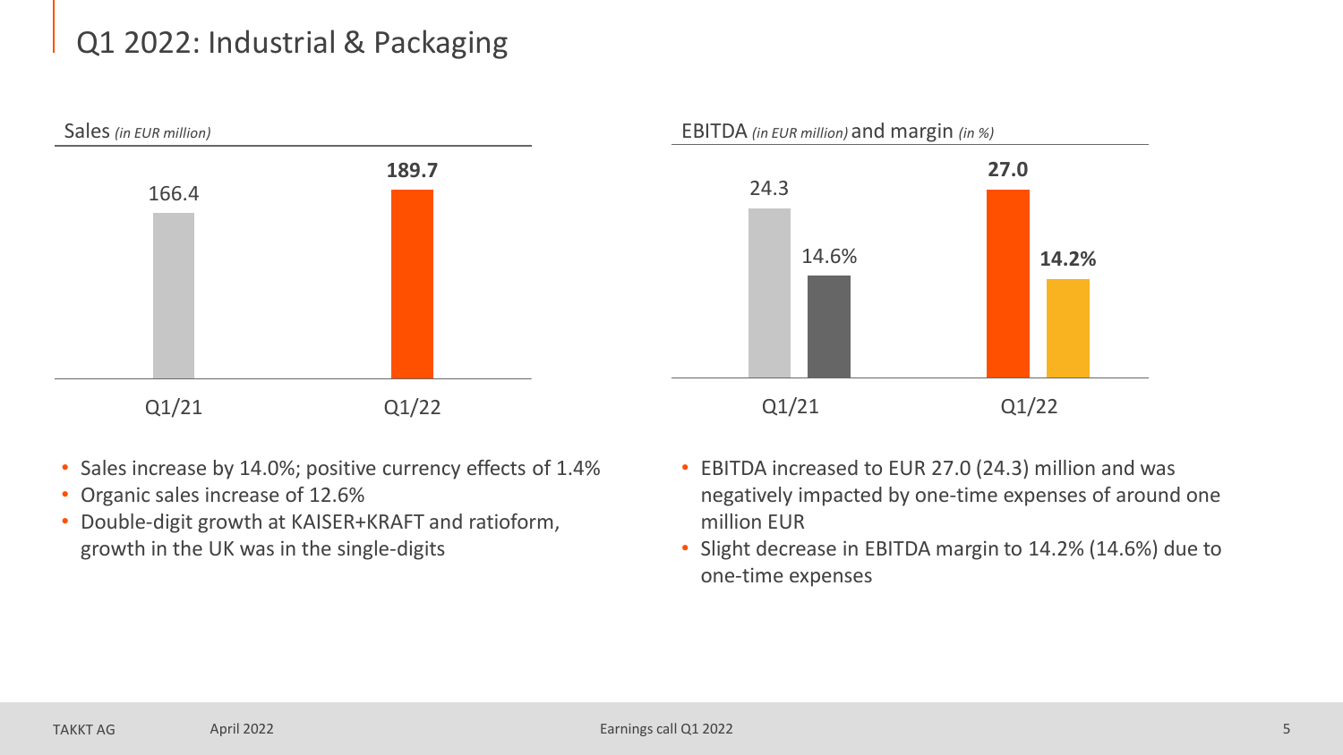# Q1 2022: Industrial & Packaging

Sales *(in EUR million)*

| | Q1/21 | Q1/22 |
|---|---|---|
| Sales | 166.4 | **189.7** |

- Sales increase by 14.0%; positive currency effects of 1.4%
- Organic sales increase of 12.6%
- Double-digit growth at KAISER+KRAFT and ratioform, growth in the UK was in the single-digits

EBITDA *(in EUR million)* and margin *(in %)*

| | Q1/21 | Q1/22 |
|---|---|---|
| EBITDA | 24.3 | **27.0** |
| Margin | 14.6% | **14.2%** |

- EBITDA increased to EUR 27.0 (24.3) million and was negatively impacted by one-time expenses of around one million EUR
- Slight decrease in EBITDA margin to 14.2% (14.6%) due to one-time expenses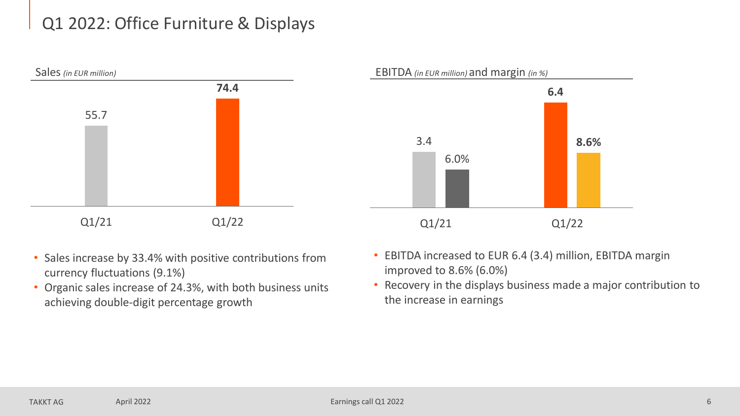# Q1 2022: Office Furniture & Displays

Sales *(in EUR million)*

| | Q1/21 | Q1/22 |
|---|---|---|
| Sales | 55.7 | **74.4** |

- Sales increase by 33.4% with positive contributions from currency fluctuations (9.1%)
- Organic sales increase of 24.3%, with both business units achieving double-digit percentage growth

EBITDA *(in EUR million)* and margin *(in %)*

| | Q1/21 | Q1/22 |
|---|---|---|
| EBITDA | 3.4 | **6.4** |
| Margin | 6.0% | **8.6%** |

- EBITDA increased to EUR 6.4 (3.4) million, EBITDA margin improved to 8.6% (6.0%)
- Recovery in the displays business made a major contribution to the increase in earnings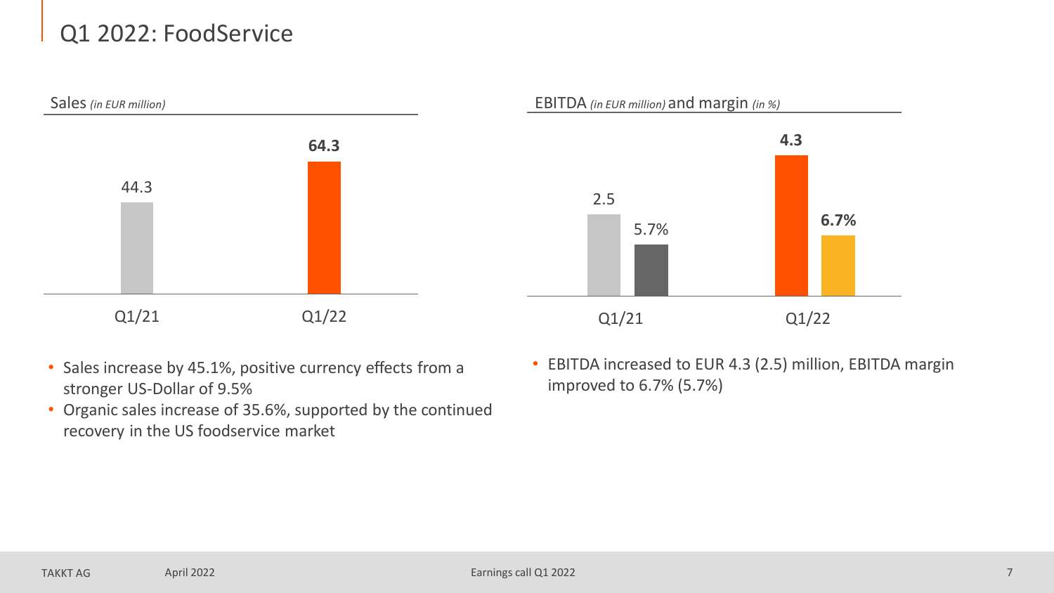# Q1 2022: FoodService

Sales *(in EUR million)*

| | Q1/21 | Q1/22 |
|---|---|---|
| Sales | 44.3 | **64.3** |

EBITDA *(in EUR million)* and margin *(in %)*

| | Q1/21 | Q1/22 |
|---|---|---|
| EBITDA | 2.5 | **4.3** |
| Margin | 5.7% | **6.7%** |

- Sales increase by 45.1%, positive currency effects from a stronger US-Dollar of 9.5%
- Organic sales increase of 35.6%, supported by the continued recovery in the US foodservice market

- EBITDA increased to EUR 4.3 (2.5) million, EBITDA margin improved to 6.7% (5.7%)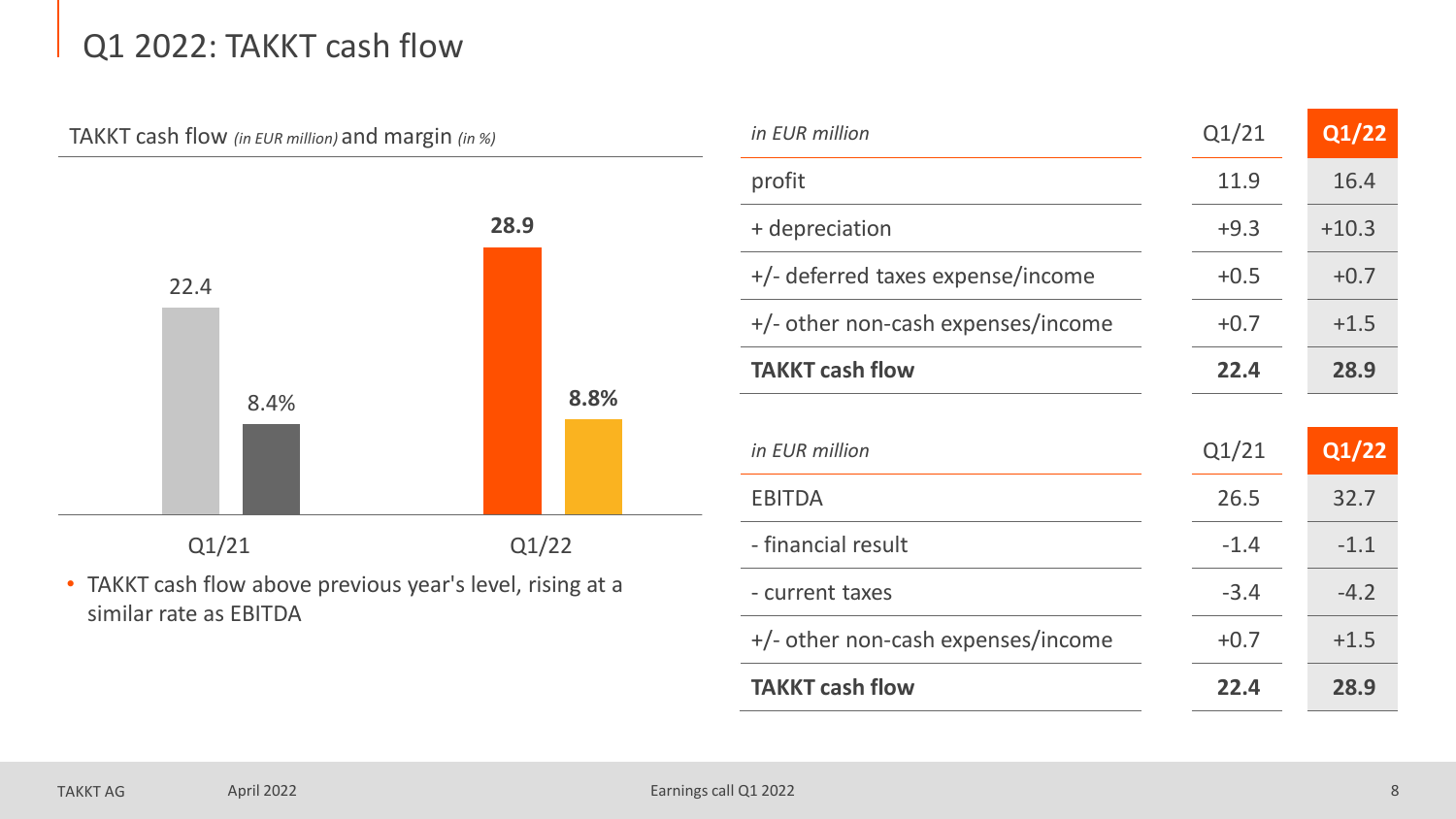# Q1 2022: TAKKT cash flow

TAKKT cash flow *(in EUR million)* and margin *(in %)*

| | Q1/21 | Q1/22 |
|---|---|---|
| TAKKT cash flow (in EUR million) | 22.4 | **28.9** |
| Margin (in %) | 8.4% | **8.8%** |

- TAKKT cash flow above previous year's level, rising at a similar rate as EBITDA

| *in EUR million* | Q1/21 | **Q1/22** |
|---|---|---|
| profit | 11.9 | 16.4 |
| + depreciation | +9.3 | +10.3 |
| +/- deferred taxes expense/income | +0.5 | +0.7 |
| +/- other non-cash expenses/income | +0.7 | +1.5 |
| **TAKKT cash flow** | **22.4** | **28.9** |

| *in EUR million* | Q1/21 | **Q1/22** |
|---|---|---|
| EBITDA | 26.5 | 32.7 |
| - financial result | -1.4 | -1.1 |
| - current taxes | -3.4 | -4.2 |
| +/- other non-cash expenses/income | +0.7 | +1.5 |
| **TAKKT cash flow** | **22.4** | **28.9** |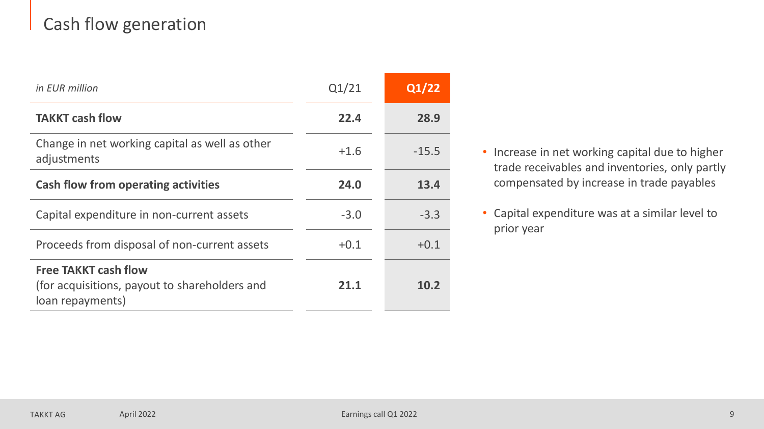# Cash flow generation

| *in EUR million* | Q1/21 | **Q1/22** |
|---|---|---|
| **TAKKT cash flow** | **22.4** | **28.9** |
| Change in net working capital as well as other adjustments | +1.6 | -15.5 |
| **Cash flow from operating activities** | **24.0** | **13.4** |
| Capital expenditure in non-current assets | -3.0 | -3.3 |
| Proceeds from disposal of non-current assets | +0.1 | +0.1 |
| **Free TAKKT cash flow** (for acquisitions, payout to shareholders and loan repayments) | **21.1** | **10.2** |

- Increase in net working capital due to higher trade receivables and inventories, only partly compensated by increase in trade payables
- Capital expenditure was at a similar level to prior year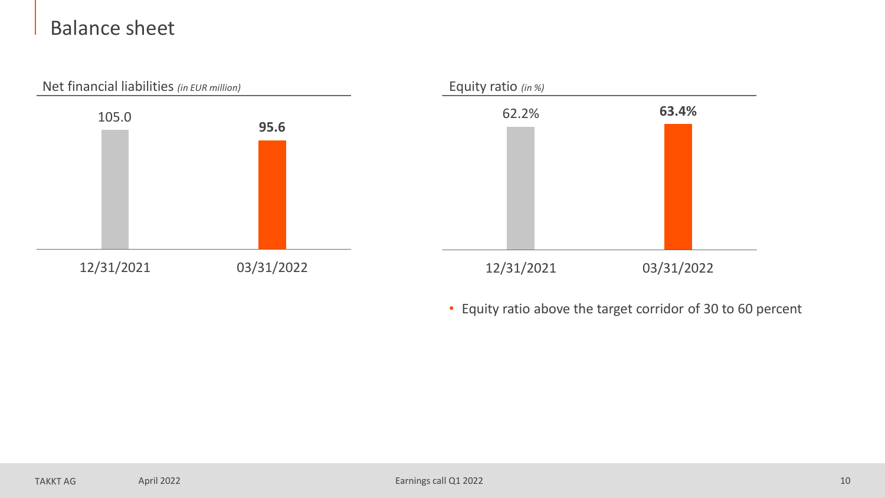# Balance sheet

**Net financial liabilities** *(in EUR million)*

| 12/31/2021 | 03/31/2022 |
|---|---|
| 105.0 | **95.6** |

**Equity ratio** *(in %)*

| 12/31/2021 | 03/31/2022 |
|---|---|
| 62.2% | **63.4%** |

- Equity ratio above the target corridor of 30 to 60 percent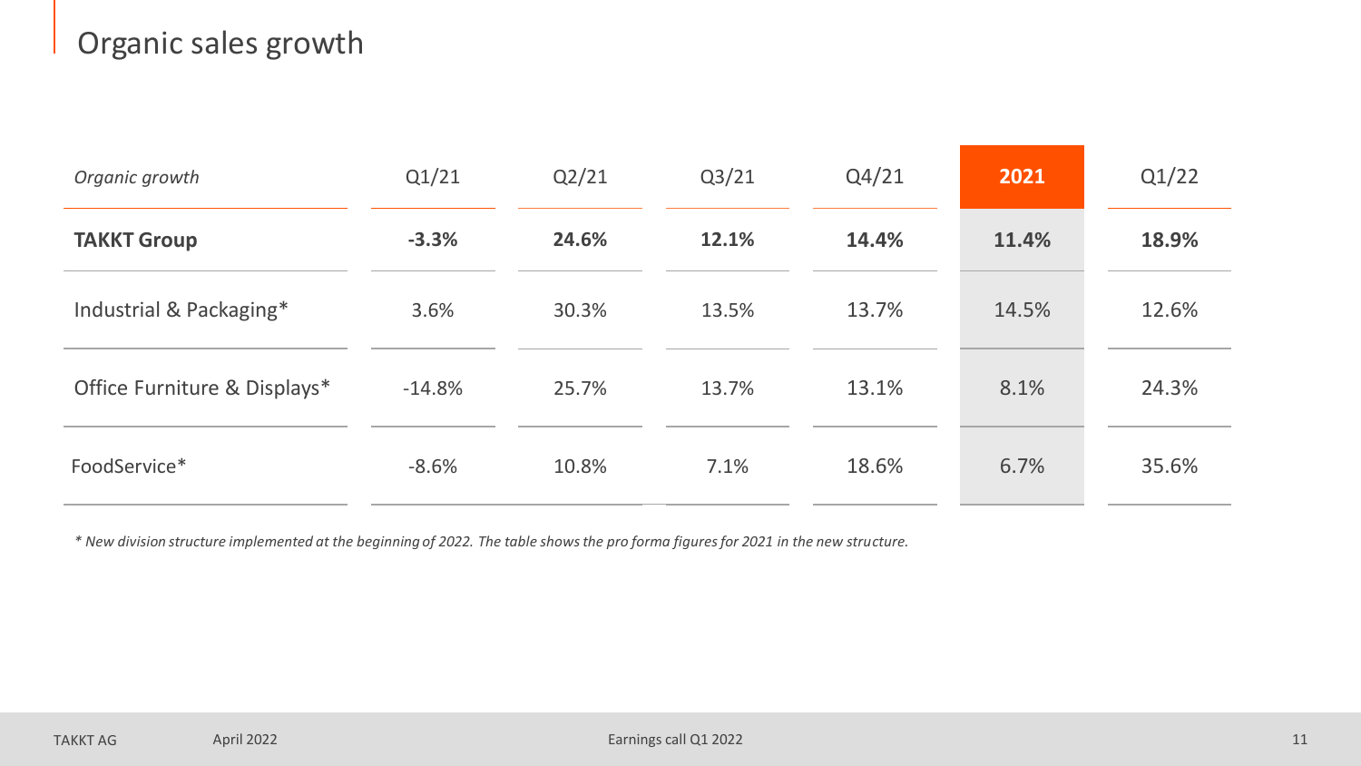# Organic sales growth

| *Organic growth* | Q1/21 | Q2/21 | Q3/21 | Q4/21 | 2021 | Q1/22 |
|---|---|---|---|---|---|---|
| **TAKKT Group** | **-3.3%** | **24.6%** | **12.1%** | **14.4%** | **11.4%** | **18.9%** |
| Industrial & Packaging* | 3.6% | 30.3% | 13.5% | 13.7% | 14.5% | 12.6% |
| Office Furniture & Displays* | -14.8% | 25.7% | 13.7% | 13.1% | 8.1% | 24.3% |
| FoodService* | -8.6% | 10.8% | 7.1% | 18.6% | 6.7% | 35.6% |

*\* New division structure implemented at the beginning of 2022. The table shows the pro forma figures for 2021 in the new structure.*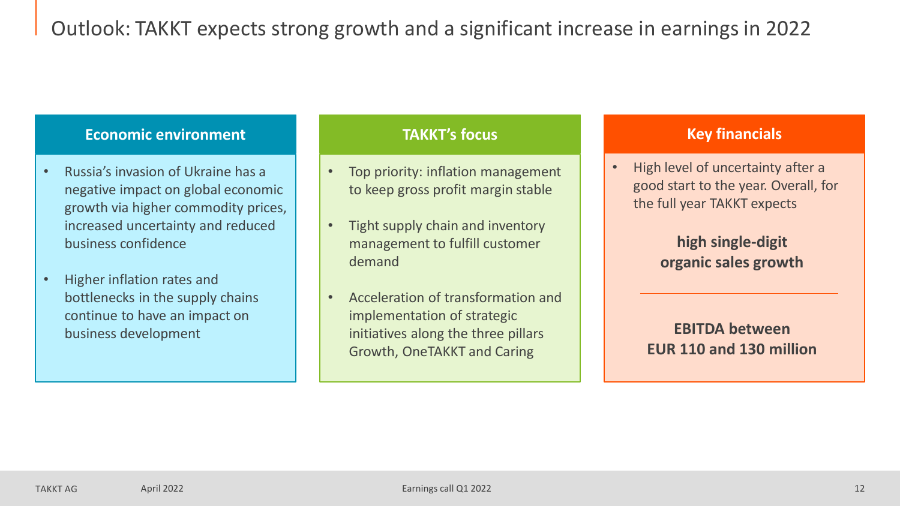# Outlook: TAKKT expects strong growth and a significant increase in earnings in 2022

## Economic environment

- Russia's invasion of Ukraine has a negative impact on global economic growth via higher commodity prices, increased uncertainty and reduced business confidence
- Higher inflation rates and bottlenecks in the supply chains continue to have an impact on business development

## TAKKT's focus

- Top priority: inflation management to keep gross profit margin stable
- Tight supply chain and inventory management to fulfill customer demand
- Acceleration of transformation and implementation of strategic initiatives along the three pillars Growth, OneTAKKT and Caring

## Key financials

- High level of uncertainty after a good start to the year. Overall, for the full year TAKKT expects

**high single-digit organic sales growth**

---

**EBITDA between EUR 110 and 130 million**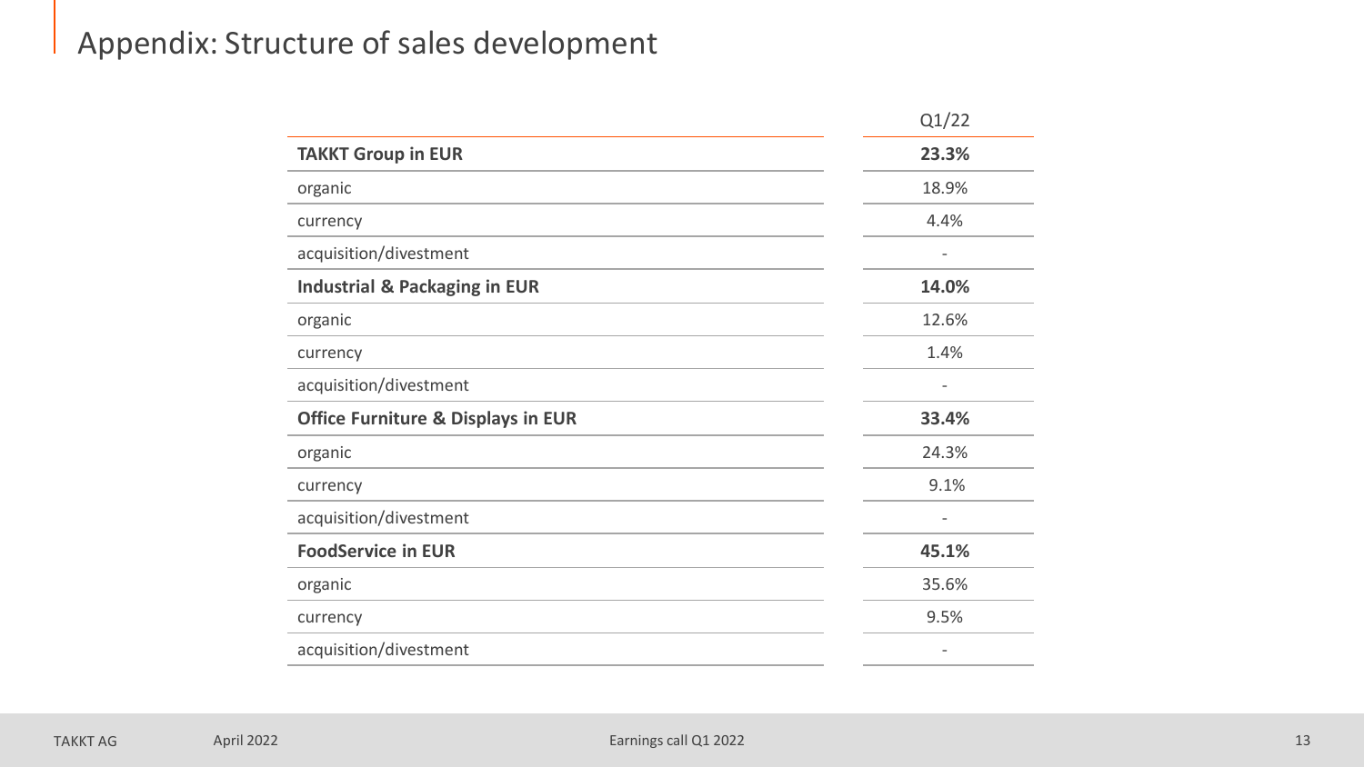# Appendix: Structure of sales development

| | Q1/22 |
|---|---|
| **TAKKT Group in EUR** | **23.3%** |
| organic | 18.9% |
| currency | 4.4% |
| acquisition/divestment | - |
| **Industrial & Packaging in EUR** | **14.0%** |
| organic | 12.6% |
| currency | 1.4% |
| acquisition/divestment | - |
| **Office Furniture & Displays in EUR** | **33.4%** |
| organic | 24.3% |
| currency | 9.1% |
| acquisition/divestment | - |
| **FoodService in EUR** | **45.1%** |
| organic | 35.6% |
| currency | 9.5% |
| acquisition/divestment | - |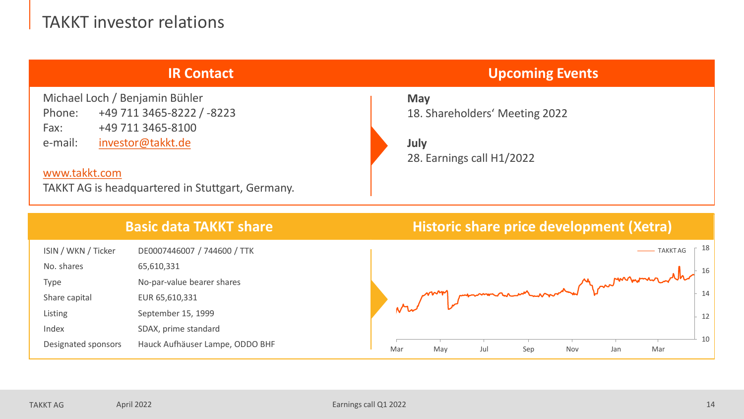# TAKKT investor relations

## IR Contact

Michael Loch / Benjamin Bühler
Phone: +49 711 3465-8222 / -8223
Fax: +49 711 3465-8100
e-mail: investor@takkt.de

www.takkt.com
TAKKT AG is headquartered in Stuttgart, Germany.

## Upcoming Events

**May**
18. Shareholders' Meeting 2022

**July**
28. Earnings call H1/2022

## Basic data TAKKT share

| | |
|---|---|
| ISIN / WKN / Ticker | DE0007446007 / 744600 / TTK |
| No. shares | 65,610,331 |
| Type | No-par-value bearer shares |
| Share capital | EUR 65,610,331 |
| Listing | September 15, 1999 |
| Index | SDAX, prime standard |
| Designated sponsors | Hauck Aufhäuser Lampe, ODDO BHF |

## Historic share price development (Xetra)

TAKKT AG

18
16
14
12
10

Mar May Jul Sep Nov Jan Mar